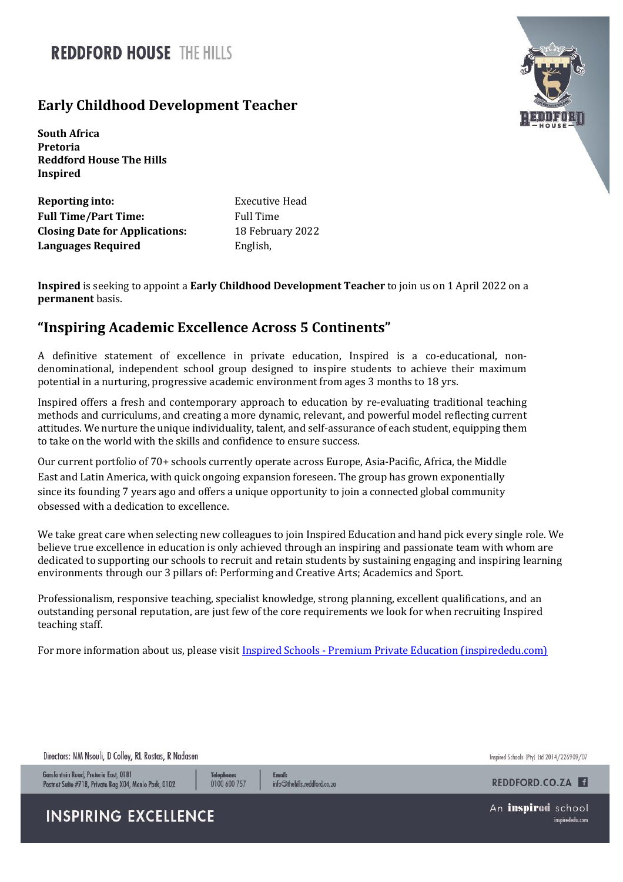# Early Childhood Development Teacher

**South Africa**
**Pretoria**
**Reddford House The Hills**
**Inspired**

| | |
|---|---|
| **Reporting into:** | Executive Head |
| **Full Time/Part Time:** | Full Time |
| **Closing Date for Applications:** | 18 February 2022 |
| **Languages Required** | English, |

**Inspired** is seeking to appoint a **Early Childhood Development Teacher** to join us on 1 April 2022 on a **permanent** basis.

## "Inspiring Academic Excellence Across 5 Continents"

A definitive statement of excellence in private education, Inspired is a co-educational, non-denominational, independent school group designed to inspire students to achieve their maximum potential in a nurturing, progressive academic environment from ages 3 months to 18 yrs.

Inspired offers a fresh and contemporary approach to education by re-evaluating traditional teaching methods and curriculums, and creating a more dynamic, relevant, and powerful model reflecting current attitudes. We nurture the unique individuality, talent, and self-assurance of each student, equipping them to take on the world with the skills and confidence to ensure success.

Our current portfolio of 70+ schools currently operate across Europe, Asia-Pacific, Africa, the Middle East and Latin America, with quick ongoing expansion foreseen. The group has grown exponentially since its founding 7 years ago and offers a unique opportunity to join a connected global community obsessed with a dedication to excellence.

We take great care when selecting new colleagues to join Inspired Education and hand pick every single role. We believe true excellence in education is only achieved through an inspiring and passionate team with whom are dedicated to supporting our schools to recruit and retain students by sustaining engaging and inspiring learning environments through our 3 pillars of: Performing and Creative Arts; Academics and Sport.

Professionalism, responsive teaching, specialist knowledge, strong planning, excellent qualifications, and an outstanding personal reputation, are just few of the core requirements we look for when recruiting Inspired teaching staff.

For more information about us, please visit [Inspired Schools - Premium Private Education (inspirededu.com)](https://inspirededu.com)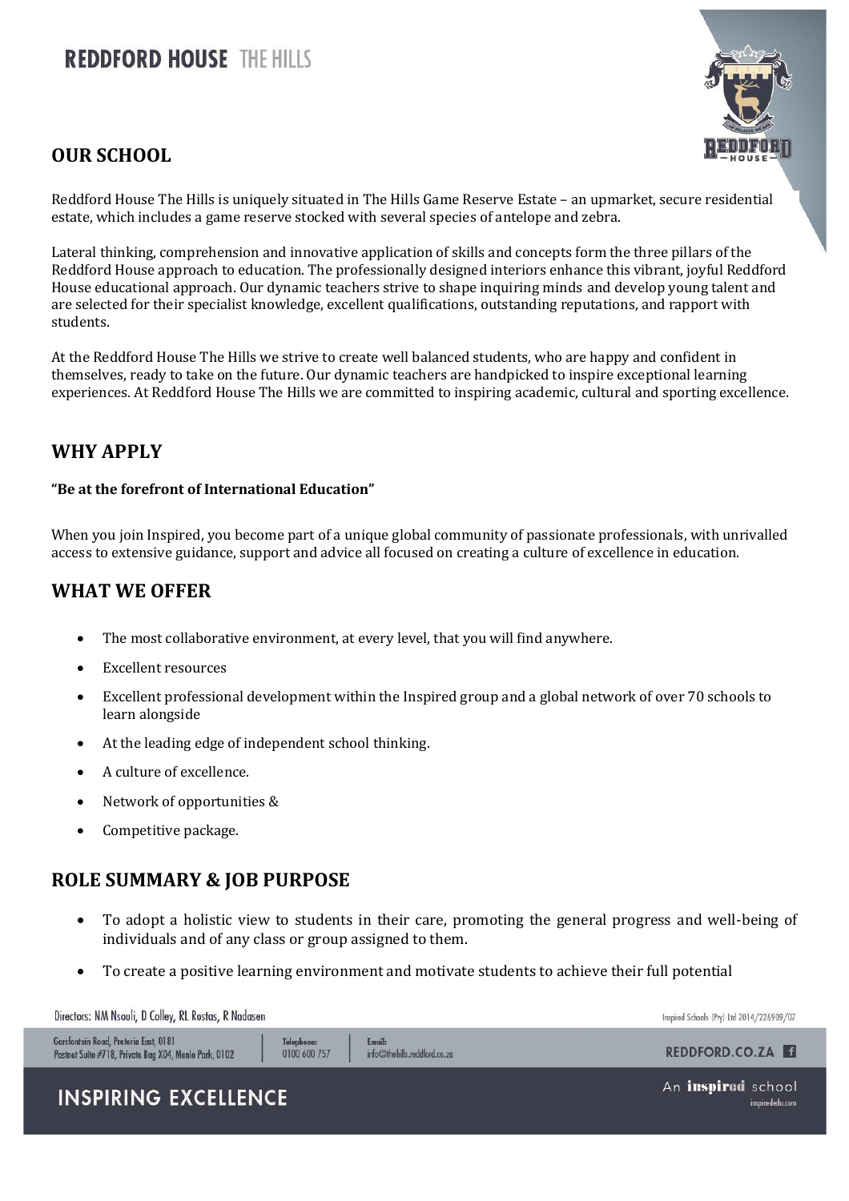## OUR SCHOOL

Reddford House The Hills is uniquely situated in The Hills Game Reserve Estate – an upmarket, secure residential estate, which includes a game reserve stocked with several species of antelope and zebra.

Lateral thinking, comprehension and innovative application of skills and concepts form the three pillars of the Reddford House approach to education. The professionally designed interiors enhance this vibrant, joyful Reddford House educational approach. Our dynamic teachers strive to shape inquiring minds and develop young talent and are selected for their specialist knowledge, excellent qualifications, outstanding reputations, and rapport with students.

At the Reddford House The Hills we strive to create well balanced students, who are happy and confident in themselves, ready to take on the future. Our dynamic teachers are handpicked to inspire exceptional learning experiences. At Reddford House The Hills we are committed to inspiring academic, cultural and sporting excellence.

## WHY APPLY

**"Be at the forefront of International Education"**

When you join Inspired, you become part of a unique global community of passionate professionals, with unrivalled access to extensive guidance, support and advice all focused on creating a culture of excellence in education.

## WHAT WE OFFER

- The most collaborative environment, at every level, that you will find anywhere.
- Excellent resources
- Excellent professional development within the Inspired group and a global network of over 70 schools to learn alongside
- At the leading edge of independent school thinking.
- A culture of excellence.
- Network of opportunities &
- Competitive package.

## ROLE SUMMARY & JOB PURPOSE

- To adopt a holistic view to students in their care, promoting the general progress and well-being of individuals and of any class or group assigned to them.
- To create a positive learning environment and motivate students to achieve their full potential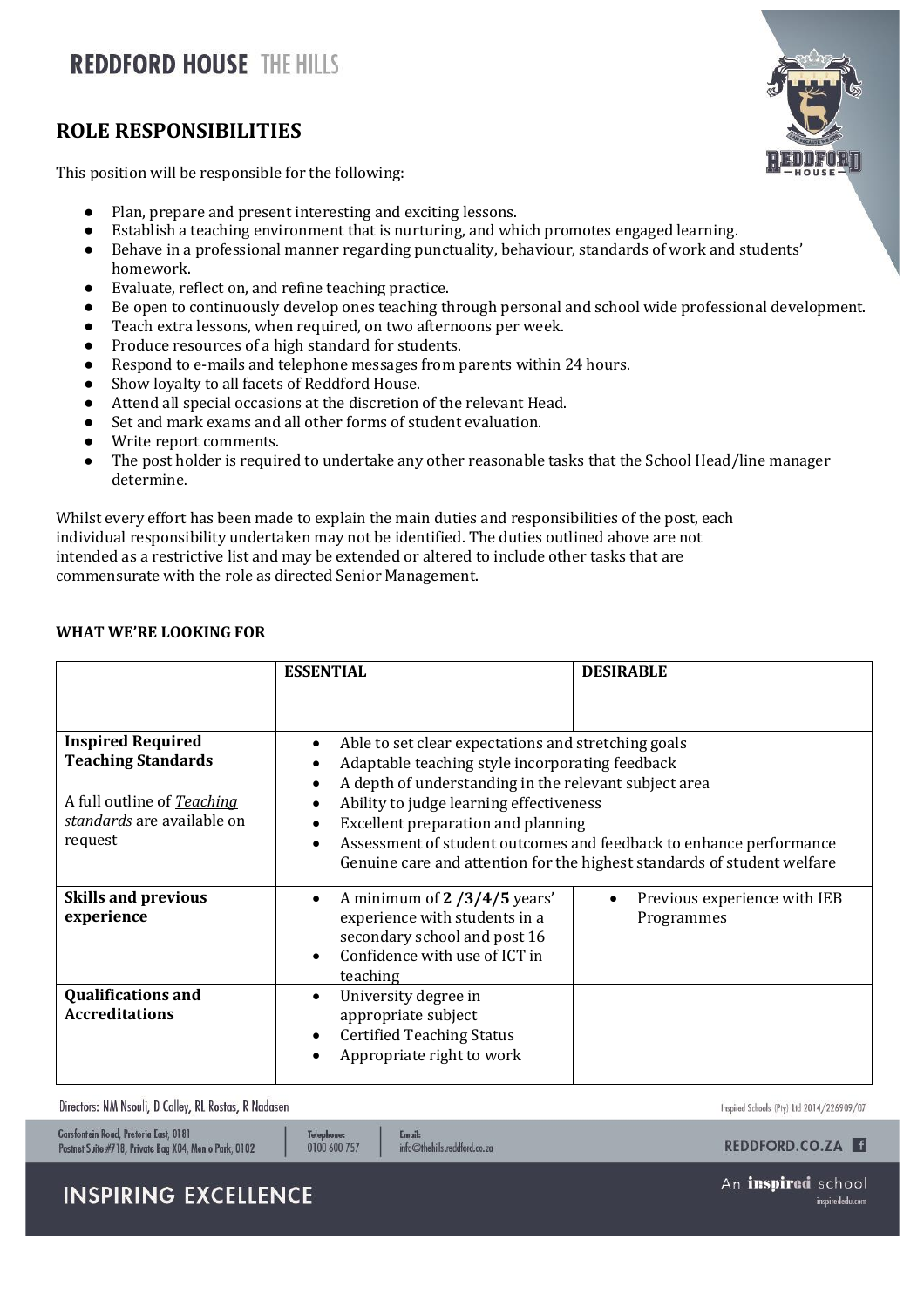## ROLE RESPONSIBILITIES

This position will be responsible for the following:

- Plan, prepare and present interesting and exciting lessons.
- Establish a teaching environment that is nurturing, and which promotes engaged learning.
- Behave in a professional manner regarding punctuality, behaviour, standards of work and students' homework.
- Evaluate, reflect on, and refine teaching practice.
- Be open to continuously develop ones teaching through personal and school wide professional development.
- Teach extra lessons, when required, on two afternoons per week.
- Produce resources of a high standard for students.
- Respond to e-mails and telephone messages from parents within 24 hours.
- Show loyalty to all facets of Reddford House.
- Attend all special occasions at the discretion of the relevant Head.
- Set and mark exams and all other forms of student evaluation.
- Write report comments.
- The post holder is required to undertake any other reasonable tasks that the School Head/line manager determine.

Whilst every effort has been made to explain the main duties and responsibilities of the post, each individual responsibility undertaken may not be identified. The duties outlined above are not intended as a restrictive list and may be extended or altered to include other tasks that are commensurate with the role as directed Senior Management.

### WHAT WE'RE LOOKING FOR

| | ESSENTIAL | DESIRABLE |
|---|---|---|
| **Inspired Required Teaching Standards**<br><br>A full outline of *Teaching standards* are available on request | • Able to set clear expectations and stretching goals<br>• Adaptable teaching style incorporating feedback<br>• A depth of understanding in the relevant subject area<br>• Ability to judge learning effectiveness<br>• Excellent preparation and planning<br>• Assessment of student outcomes and feedback to enhance performance<br>Genuine care and attention for the highest standards of student welfare | |
| **Skills and previous experience** | • A minimum of **2 /3/4/5** years' experience with students in a secondary school and post 16<br>• Confidence with use of ICT in teaching | • Previous experience with IEB Programmes |
| **Qualifications and Accreditations** | • University degree in appropriate subject<br>• Certified Teaching Status<br>• Appropriate right to work | |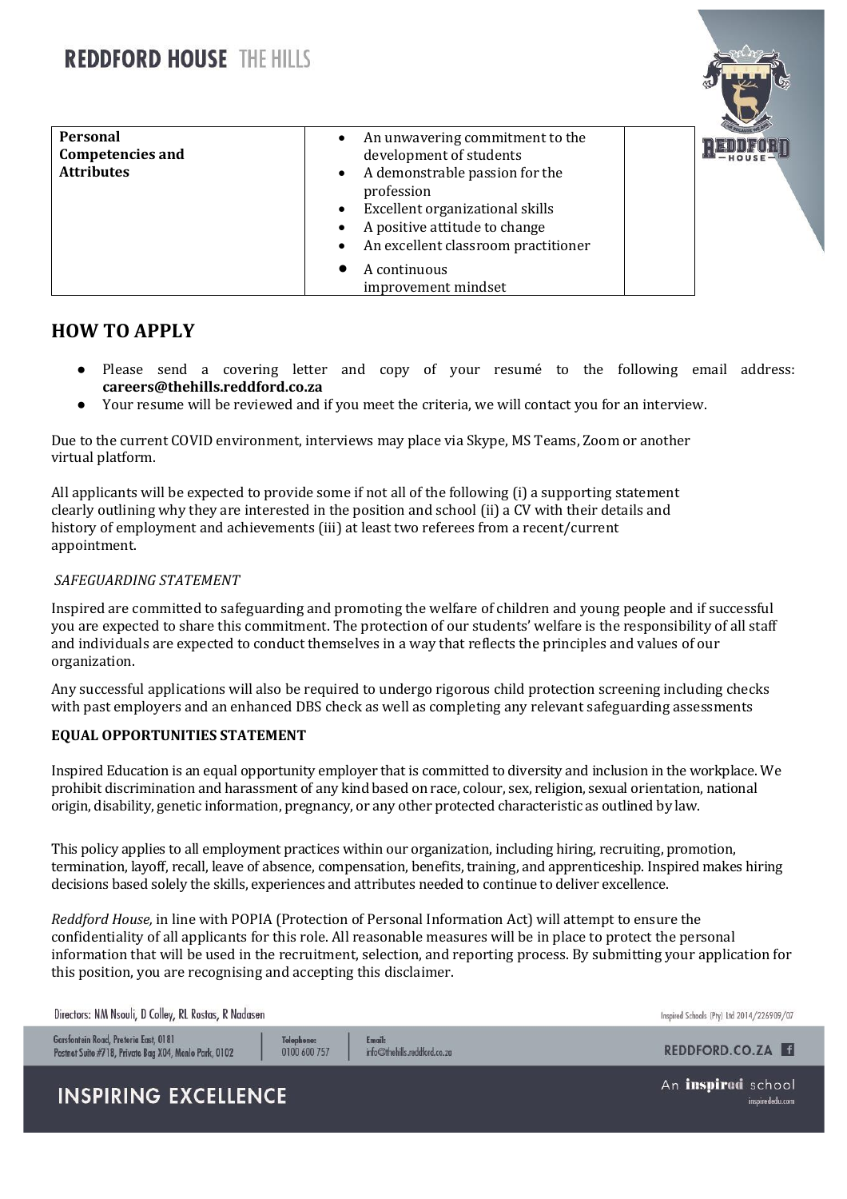| | | |
|---|---|---|
| **Personal Competencies and Attributes** | • An unwavering commitment to the development of students<br>• A demonstrable passion for the profession<br>• Excellent organizational skills<br>• A positive attitude to change<br>• An excellent classroom practitioner<br>• A continuous improvement mindset | |

## HOW TO APPLY

- Please send a covering letter and copy of your resumé to the following email address: **careers@thehills.reddford.co.za**
- Your resume will be reviewed and if you meet the criteria, we will contact you for an interview.

Due to the current COVID environment, interviews may place via Skype, MS Teams, Zoom or another virtual platform.

All applicants will be expected to provide some if not all of the following (i) a supporting statement clearly outlining why they are interested in the position and school (ii) a CV with their details and history of employment and achievements (iii) at least two referees from a recent/current appointment.

*SAFEGUARDING STATEMENT*

Inspired are committed to safeguarding and promoting the welfare of children and young people and if successful you are expected to share this commitment. The protection of our students' welfare is the responsibility of all staff and individuals are expected to conduct themselves in a way that reflects the principles and values of our organization.

Any successful applications will also be required to undergo rigorous child protection screening including checks with past employers and an enhanced DBS check as well as completing any relevant safeguarding assessments

**EQUAL OPPORTUNITIES STATEMENT**

Inspired Education is an equal opportunity employer that is committed to diversity and inclusion in the workplace. We prohibit discrimination and harassment of any kind based on race, colour, sex, religion, sexual orientation, national origin, disability, genetic information, pregnancy, or any other protected characteristic as outlined by law.

This policy applies to all employment practices within our organization, including hiring, recruiting, promotion, termination, layoff, recall, leave of absence, compensation, benefits, training, and apprenticeship. Inspired makes hiring decisions based solely the skills, experiences and attributes needed to continue to deliver excellence.

*Reddford House,* in line with POPIA (Protection of Personal Information Act) will attempt to ensure the confidentiality of all applicants for this role. All reasonable measures will be in place to protect the personal information that will be used in the recruitment, selection, and reporting process. By submitting your application for this position, you are recognising and accepting this disclaimer.